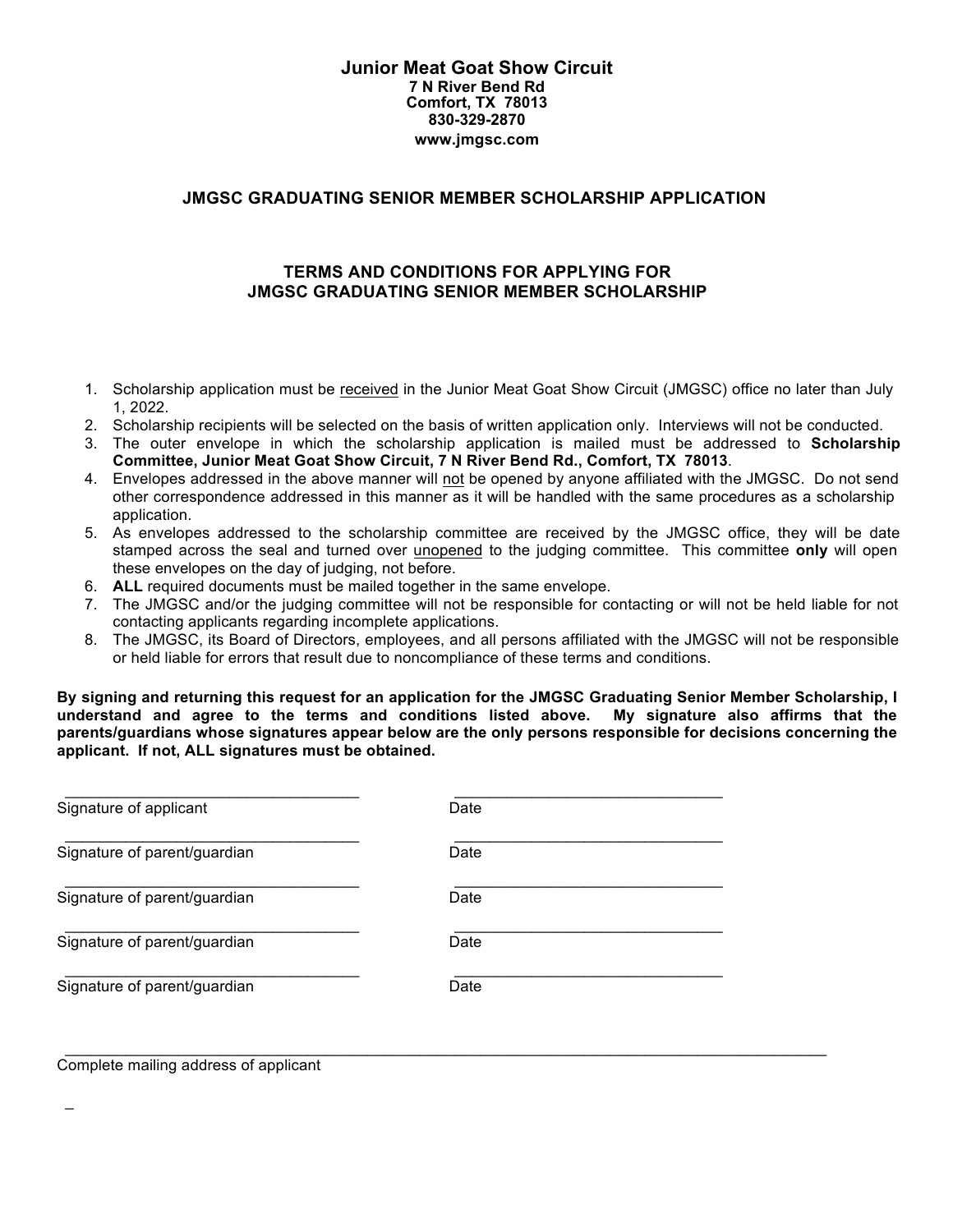# Junior Meat Goat Show Circuit

**7 N River Bend Rd**
**Comfort, TX 78013**
**830-329-2870**
**www.jmgsc.com**

## JMGSC GRADUATING SENIOR MEMBER SCHOLARSHIP APPLICATION

### TERMS AND CONDITIONS FOR APPLYING FOR JMGSC GRADUATING SENIOR MEMBER SCHOLARSHIP

1. Scholarship application must be received in the Junior Meat Goat Show Circuit (JMGSC) office no later than July 1, 2022.
2. Scholarship recipients will be selected on the basis of written application only. Interviews will not be conducted.
3. The outer envelope in which the scholarship application is mailed must be addressed to **Scholarship Committee, Junior Meat Goat Show Circuit, 7 N River Bend Rd., Comfort, TX 78013**.
4. Envelopes addressed in the above manner will not be opened by anyone affiliated with the JMGSC. Do not send other correspondence addressed in this manner as it will be handled with the same procedures as a scholarship application.
5. As envelopes addressed to the scholarship committee are received by the JMGSC office, they will be date stamped across the seal and turned over unopened to the judging committee. This committee **only** will open these envelopes on the day of judging, not before.
6. **ALL** required documents must be mailed together in the same envelope.
7. The JMGSC and/or the judging committee will not be responsible for contacting or will not be held liable for not contacting applicants regarding incomplete applications.
8. The JMGSC, its Board of Directors, employees, and all persons affiliated with the JMGSC will not be responsible or held liable for errors that result due to noncompliance of these terms and conditions.

**By signing and returning this request for an application for the JMGSC Graduating Senior Member Scholarship, I understand and agree to the terms and conditions listed above. My signature also affirms that the parents/guardians whose signatures appear below are the only persons responsible for decisions concerning the applicant. If not, ALL signatures must be obtained.**

| | |
|---|---|
| ______________________________ | ______________________________ |
| Signature of applicant | Date |
| ______________________________ | ______________________________ |
| Signature of parent/guardian | Date |
| ______________________________ | ______________________________ |
| Signature of parent/guardian | Date |
| ______________________________ | ______________________________ |
| Signature of parent/guardian | Date |
| ______________________________ | ______________________________ |
| Signature of parent/guardian | Date |

______________________________________________________________________________
Complete mailing address of applicant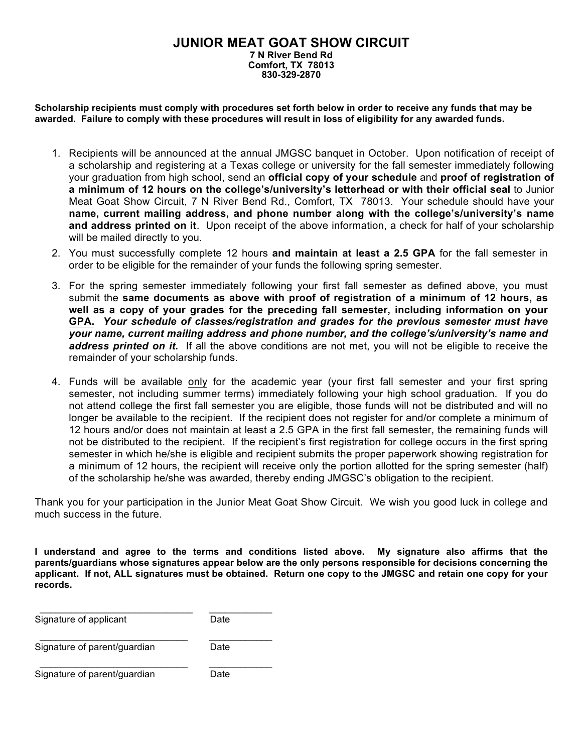# JUNIOR MEAT GOAT SHOW CIRCUIT

**7 N River Bend Rd**
**Comfort, TX 78013**
**830-329-2870**

**Scholarship recipients must comply with procedures set forth below in order to receive any funds that may be awarded. Failure to comply with these procedures will result in loss of eligibility for any awarded funds.**

1. Recipients will be announced at the annual JMGSC banquet in October. Upon notification of receipt of a scholarship and registering at a Texas college or university for the fall semester immediately following your graduation from high school, send an **official copy of your schedule** and **proof of registration of a minimum of 12 hours on the college's/university's letterhead or with their official seal** to Junior Meat Goat Show Circuit, 7 N River Bend Rd., Comfort, TX 78013. Your schedule should have your **name, current mailing address, and phone number along with the college's/university's name and address printed on it**. Upon receipt of the above information, a check for half of your scholarship will be mailed directly to you.
2. You must successfully complete 12 hours **and maintain at least a 2.5 GPA** for the fall semester in order to be eligible for the remainder of your funds the following spring semester.
3. For the spring semester immediately following your first fall semester as defined above, you must submit the **same documents as above with proof of registration of a minimum of 12 hours, as well as a copy of your grades for the preceding fall semester, <u>including information on your GPA.</u>** ***Your schedule of classes/registration and grades for the previous semester must have your name, current mailing address and phone number, and the college's/university's name and address printed on it.*** If all the above conditions are not met, you will not be eligible to receive the remainder of your scholarship funds.
4. Funds will be available <u>only</u> for the academic year (your first fall semester and your first spring semester, not including summer terms) immediately following your high school graduation. If you do not attend college the first fall semester you are eligible, those funds will not be distributed and will no longer be available to the recipient. If the recipient does not register for and/or complete a minimum of 12 hours and/or does not maintain at least a 2.5 GPA in the first fall semester, the remaining funds will not be distributed to the recipient. If the recipient's first registration for college occurs in the first spring semester in which he/she is eligible and recipient submits the proper paperwork showing registration for a minimum of 12 hours, the recipient will receive only the portion allotted for the spring semester (half) of the scholarship he/she was awarded, thereby ending JMGSC's obligation to the recipient.

Thank you for your participation in the Junior Meat Goat Show Circuit. We wish you good luck in college and much success in the future.

**I understand and agree to the terms and conditions listed above. My signature also affirms that the parents/guardians whose signatures appear below are the only persons responsible for decisions concerning the applicant. If not, ALL signatures must be obtained. Return one copy to the JMGSC and retain one copy for your records.**

______________________________ ____________
Signature of applicant Date

______________________________ ____________
Signature of parent/guardian Date

______________________________ ____________
Signature of parent/guardian Date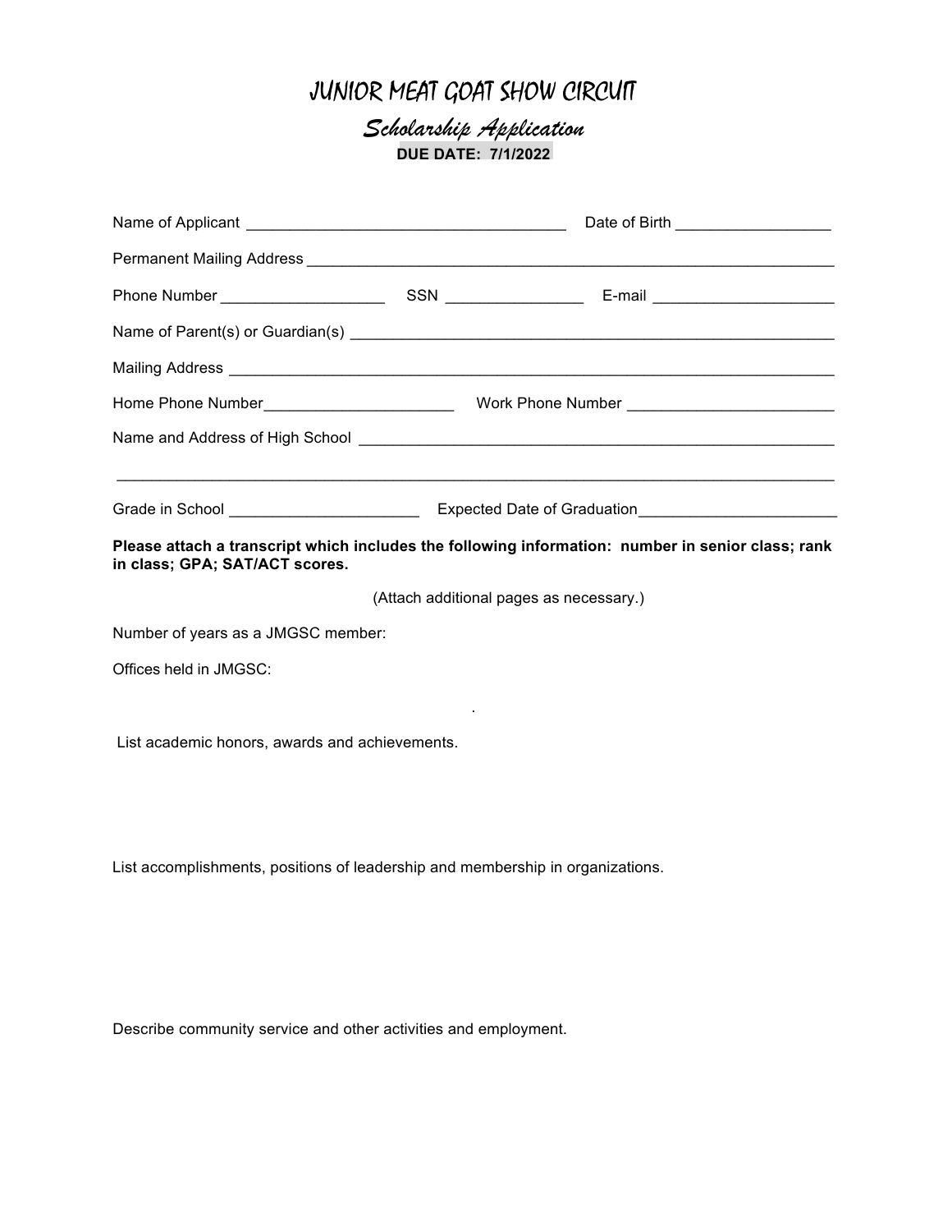# JUNIOR MEAT GOAT SHOW CIRCUIT

## *Scholarship Application*

**DUE DATE: 7/1/2022**

Name of Applicant ____________________________________ Date of Birth _________________

Permanent Mailing Address ____________________________________________________________

Phone Number ___________________ SSN ________________ E-mail _____________________

Name of Parent(s) or Guardian(s) _______________________________________________________

Mailing Address ____________________________________________________________________

Home Phone Number_____________________ Work Phone Number ________________________

Name and Address of High School ______________________________________________________

_______________________________________________________________________________

Grade in School _____________________ Expected Date of Graduation______________________

**Please attach a transcript which includes the following information: number in senior class; rank in class; GPA; SAT/ACT scores.**

(Attach additional pages as necessary.)

Number of years as a JMGSC member:

Offices held in JMGSC:

.

List academic honors, awards and achievements.

List accomplishments, positions of leadership and membership in organizations.

Describe community service and other activities and employment.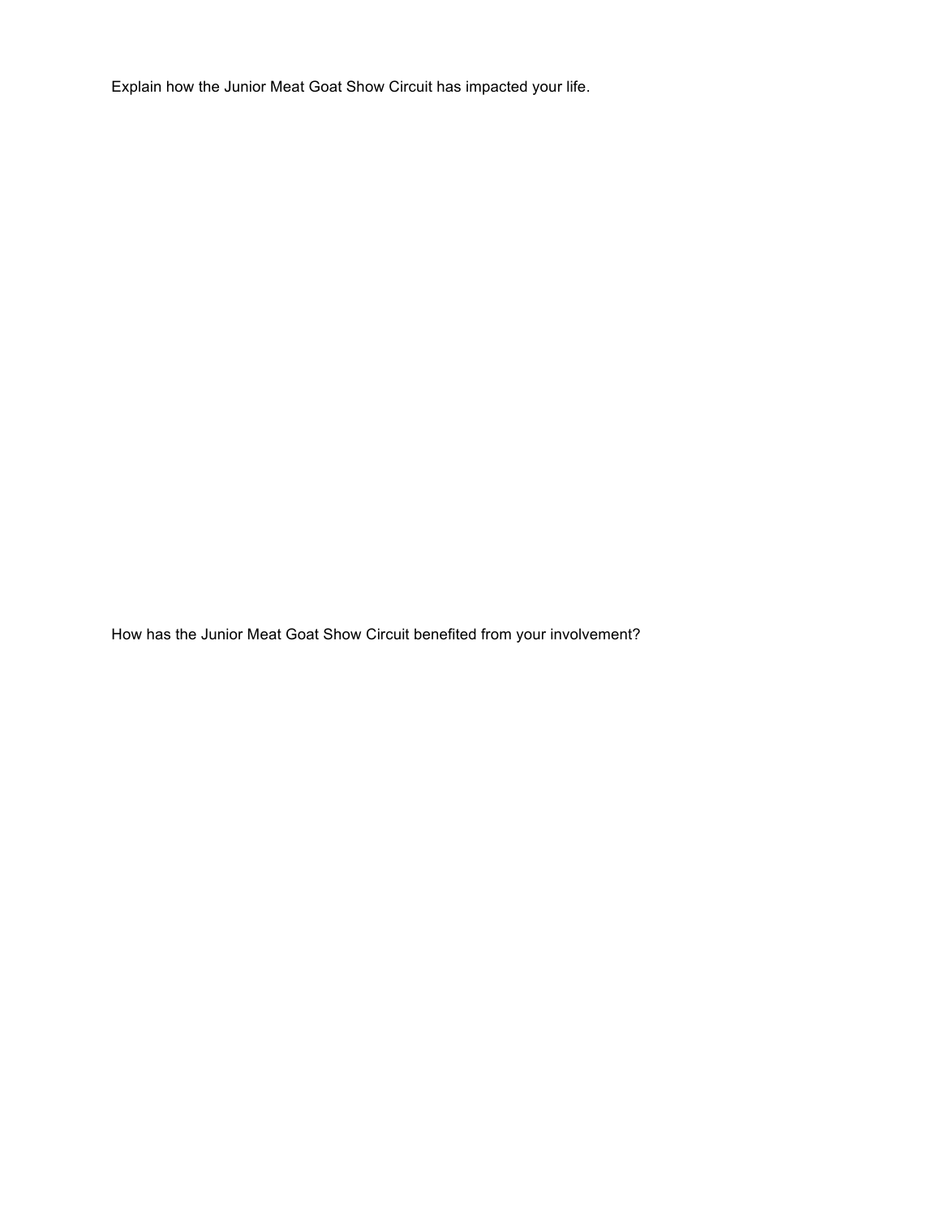Explain how the Junior Meat Goat Show Circuit has impacted your life.

How has the Junior Meat Goat Show Circuit benefited from your involvement?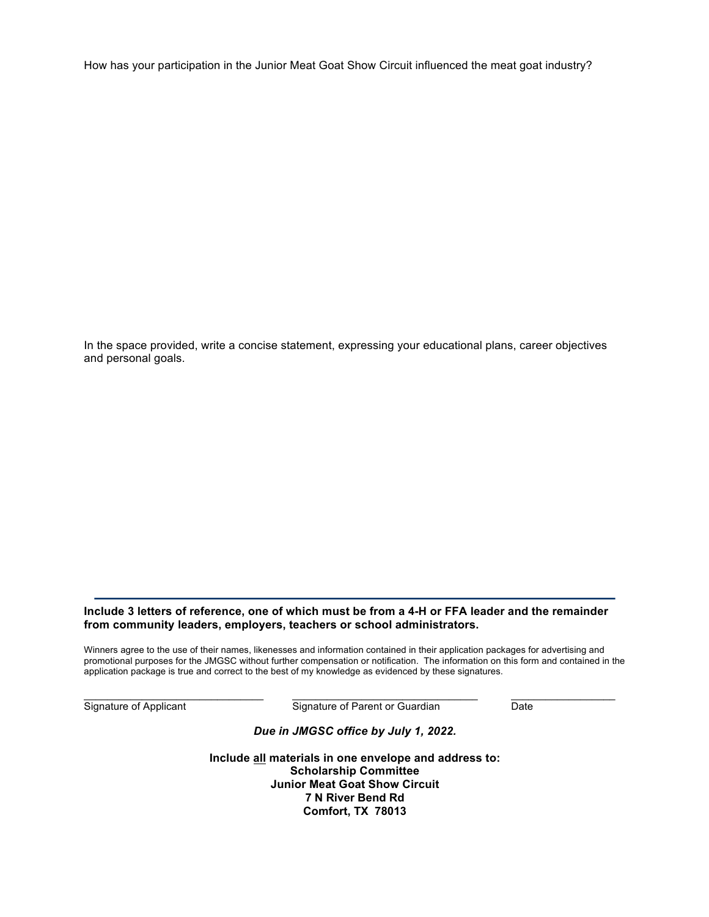How has your participation in the Junior Meat Goat Show Circuit influenced the meat goat industry?

In the space provided, write a concise statement, expressing your educational plans, career objectives and personal goals.

---

**Include 3 letters of reference, one of which must be from a 4-H or FFA leader and the remainder from community leaders, employers, teachers or school administrators.**

Winners agree to the use of their names, likenesses and information contained in their application packages for advertising and promotional purposes for the JMGSC without further compensation or notification. The information on this form and contained in the application package is true and correct to the best of my knowledge as evidenced by these signatures.

| | | |
|---|---|---|
| ________________________________ | ________________________________ | __________________ |
| Signature of Applicant | Signature of Parent or Guardian | Date |

***Due in JMGSC office by July 1, 2022.***

**Include all materials in one envelope and address to:**
**Scholarship Committee**
**Junior Meat Goat Show Circuit**
**7 N River Bend Rd**
**Comfort, TX 78013**